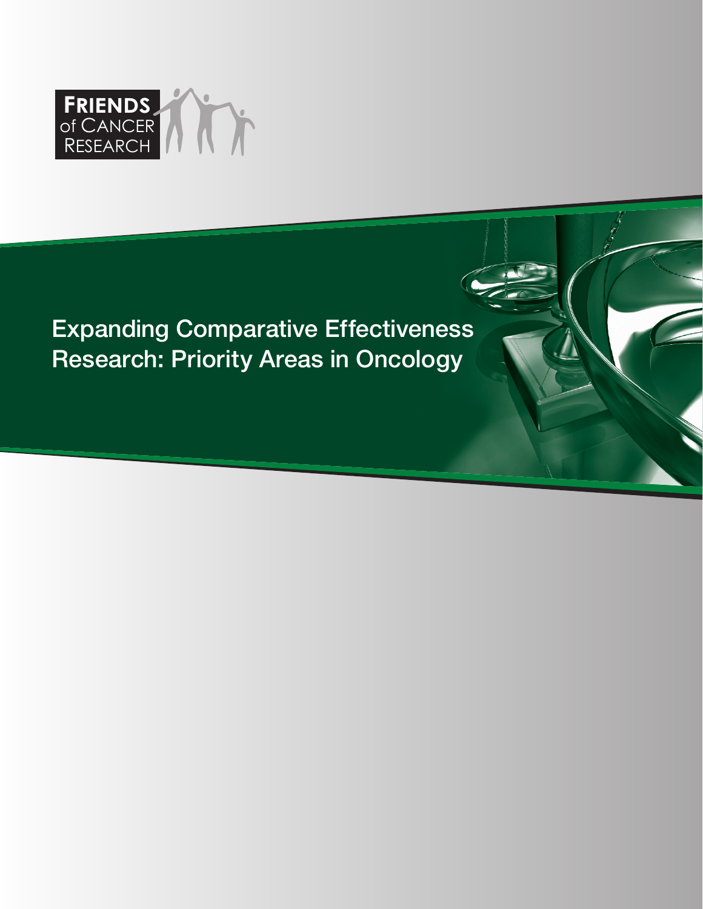FRIENDS of CANCER RESEARCH

# Expanding Comparative Effectiveness Research: Priority Areas in Oncology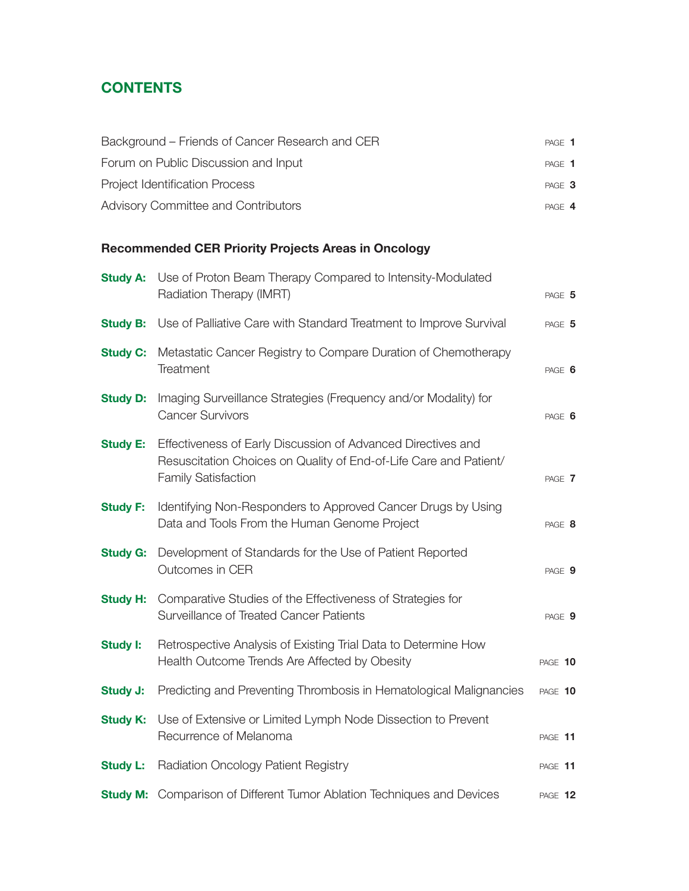## CONTENTS

| | |
|---|---|
| Background – Friends of Cancer Research and CER | PAGE **1** |
| Forum on Public Discussion and Input | PAGE **1** |
| Project Identification Process | PAGE **3** |
| Advisory Committee and Contributors | PAGE **4** |

### Recommended CER Priority Projects Areas in Oncology

| | | |
|---|---|---|
| **Study A:** | Use of Proton Beam Therapy Compared to Intensity-Modulated Radiation Therapy (IMRT) | PAGE **5** |
| **Study B:** | Use of Palliative Care with Standard Treatment to Improve Survival | PAGE **5** |
| **Study C:** | Metastatic Cancer Registry to Compare Duration of Chemotherapy Treatment | PAGE **6** |
| **Study D:** | Imaging Surveillance Strategies (Frequency and/or Modality) for Cancer Survivors | PAGE **6** |
| **Study E:** | Effectiveness of Early Discussion of Advanced Directives and Resuscitation Choices on Quality of End-of-Life Care and Patient/Family Satisfaction | PAGE **7** |
| **Study F:** | Identifying Non-Responders to Approved Cancer Drugs by Using Data and Tools From the Human Genome Project | PAGE **8** |
| **Study G:** | Development of Standards for the Use of Patient Reported Outcomes in CER | PAGE **9** |
| **Study H:** | Comparative Studies of the Effectiveness of Strategies for Surveillance of Treated Cancer Patients | PAGE **9** |
| **Study I:** | Retrospective Analysis of Existing Trial Data to Determine How Health Outcome Trends Are Affected by Obesity | PAGE **10** |
| **Study J:** | Predicting and Preventing Thrombosis in Hematological Malignancies | PAGE **10** |
| **Study K:** | Use of Extensive or Limited Lymph Node Dissection to Prevent Recurrence of Melanoma | PAGE **11** |
| **Study L:** | Radiation Oncology Patient Registry | PAGE **11** |
| **Study M:** | Comparison of Different Tumor Ablation Techniques and Devices | PAGE **12** |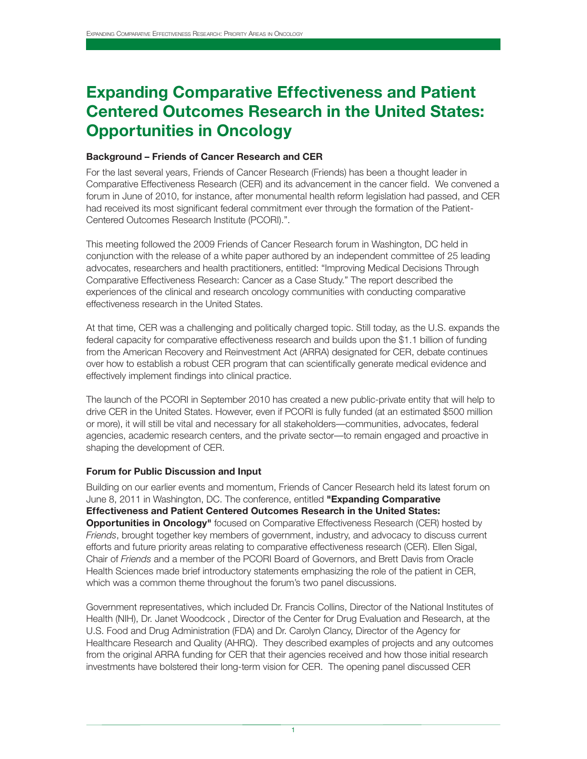# Expanding Comparative Effectiveness and Patient Centered Outcomes Research in the United States: Opportunities in Oncology

### Background – Friends of Cancer Research and CER

For the last several years, Friends of Cancer Research (Friends) has been a thought leader in Comparative Effectiveness Research (CER) and its advancement in the cancer field. We convened a forum in June of 2010, for instance, after monumental health reform legislation had passed, and CER had received its most significant federal commitment ever through the formation of the Patient-Centered Outcomes Research Institute (PCORI).".

This meeting followed the 2009 Friends of Cancer Research forum in Washington, DC held in conjunction with the release of a white paper authored by an independent committee of 25 leading advocates, researchers and health practitioners, entitled: "Improving Medical Decisions Through Comparative Effectiveness Research: Cancer as a Case Study." The report described the experiences of the clinical and research oncology communities with conducting comparative effectiveness research in the United States.

At that time, CER was a challenging and politically charged topic. Still today, as the U.S. expands the federal capacity for comparative effectiveness research and builds upon the $1.1 billion of funding from the American Recovery and Reinvestment Act (ARRA) designated for CER, debate continues over how to establish a robust CER program that can scientifically generate medical evidence and effectively implement findings into clinical practice.

The launch of the PCORI in September 2010 has created a new public-private entity that will help to drive CER in the United States. However, even if PCORI is fully funded (at an estimated $500 million or more), it will still be vital and necessary for all stakeholders—communities, advocates, federal agencies, academic research centers, and the private sector—to remain engaged and proactive in shaping the development of CER.

### Forum for Public Discussion and Input

Building on our earlier events and momentum, Friends of Cancer Research held its latest forum on June 8, 2011 in Washington, DC. The conference, entitled **"Expanding Comparative Effectiveness and Patient Centered Outcomes Research in the United States: Opportunities in Oncology"** focused on Comparative Effectiveness Research (CER) hosted by *Friends*, brought together key members of government, industry, and advocacy to discuss current efforts and future priority areas relating to comparative effectiveness research (CER). Ellen Sigal, Chair of *Friends* and a member of the PCORI Board of Governors, and Brett Davis from Oracle Health Sciences made brief introductory statements emphasizing the role of the patient in CER, which was a common theme throughout the forum's two panel discussions.

Government representatives, which included Dr. Francis Collins, Director of the National Institutes of Health (NIH), Dr. Janet Woodcock , Director of the Center for Drug Evaluation and Research, at the U.S. Food and Drug Administration (FDA) and Dr. Carolyn Clancy, Director of the Agency for Healthcare Research and Quality (AHRQ). They described examples of projects and any outcomes from the original ARRA funding for CER that their agencies received and how those initial research investments have bolstered their long-term vision for CER. The opening panel discussed CER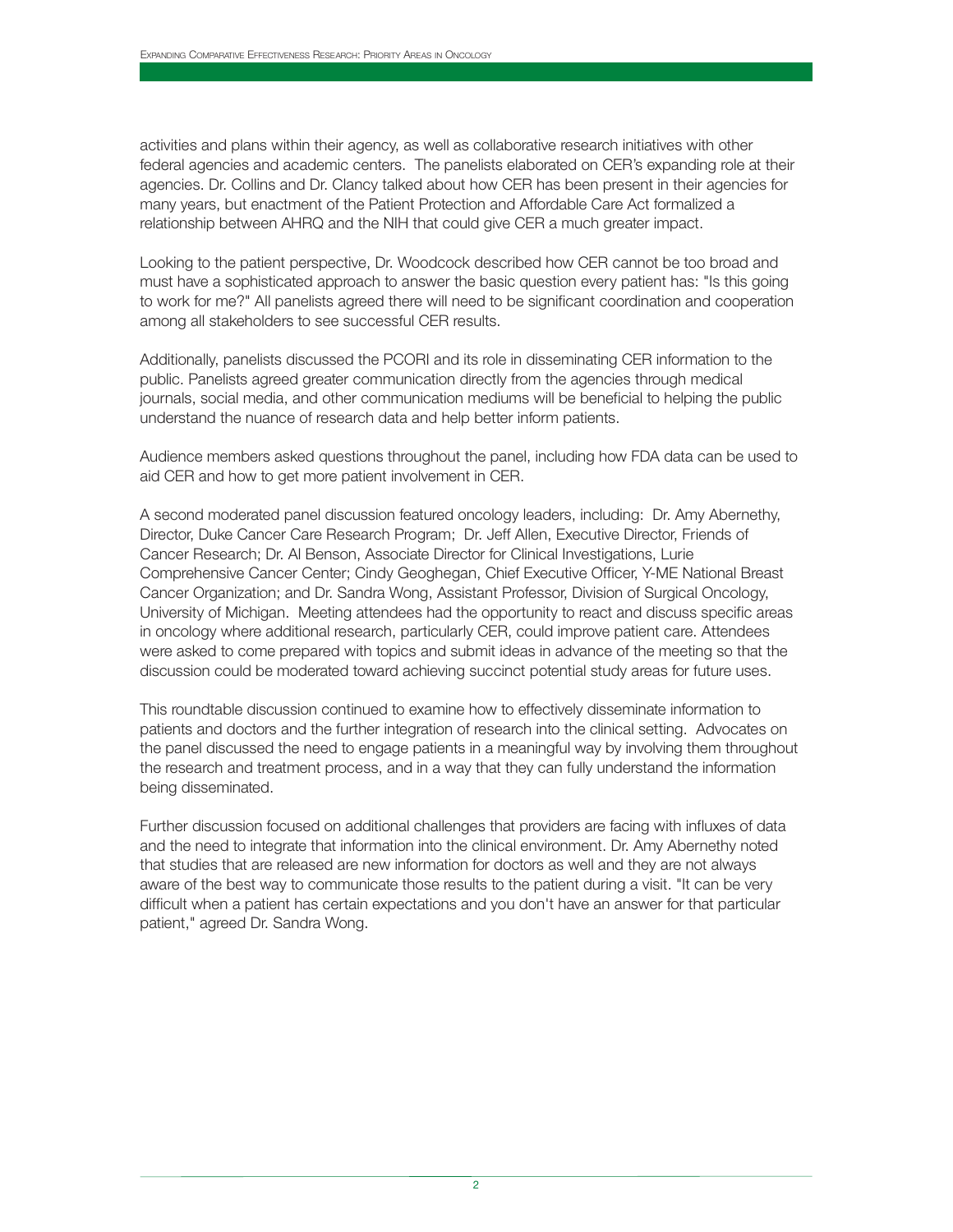activities and plans within their agency, as well as collaborative research initiatives with other federal agencies and academic centers. The panelists elaborated on CER's expanding role at their agencies. Dr. Collins and Dr. Clancy talked about how CER has been present in their agencies for many years, but enactment of the Patient Protection and Affordable Care Act formalized a relationship between AHRQ and the NIH that could give CER a much greater impact.

Looking to the patient perspective, Dr. Woodcock described how CER cannot be too broad and must have a sophisticated approach to answer the basic question every patient has: "Is this going to work for me?" All panelists agreed there will need to be significant coordination and cooperation among all stakeholders to see successful CER results.

Additionally, panelists discussed the PCORI and its role in disseminating CER information to the public. Panelists agreed greater communication directly from the agencies through medical journals, social media, and other communication mediums will be beneficial to helping the public understand the nuance of research data and help better inform patients.

Audience members asked questions throughout the panel, including how FDA data can be used to aid CER and how to get more patient involvement in CER.

A second moderated panel discussion featured oncology leaders, including: Dr. Amy Abernethy, Director, Duke Cancer Care Research Program; Dr. Jeff Allen, Executive Director, Friends of Cancer Research; Dr. Al Benson, Associate Director for Clinical Investigations, Lurie Comprehensive Cancer Center; Cindy Geoghegan, Chief Executive Officer, Y-ME National Breast Cancer Organization; and Dr. Sandra Wong, Assistant Professor, Division of Surgical Oncology, University of Michigan. Meeting attendees had the opportunity to react and discuss specific areas in oncology where additional research, particularly CER, could improve patient care. Attendees were asked to come prepared with topics and submit ideas in advance of the meeting so that the discussion could be moderated toward achieving succinct potential study areas for future uses.

This roundtable discussion continued to examine how to effectively disseminate information to patients and doctors and the further integration of research into the clinical setting. Advocates on the panel discussed the need to engage patients in a meaningful way by involving them throughout the research and treatment process, and in a way that they can fully understand the information being disseminated.

Further discussion focused on additional challenges that providers are facing with influxes of data and the need to integrate that information into the clinical environment. Dr. Amy Abernethy noted that studies that are released are new information for doctors as well and they are not always aware of the best way to communicate those results to the patient during a visit. "It can be very difficult when a patient has certain expectations and you don't have an answer for that particular patient," agreed Dr. Sandra Wong.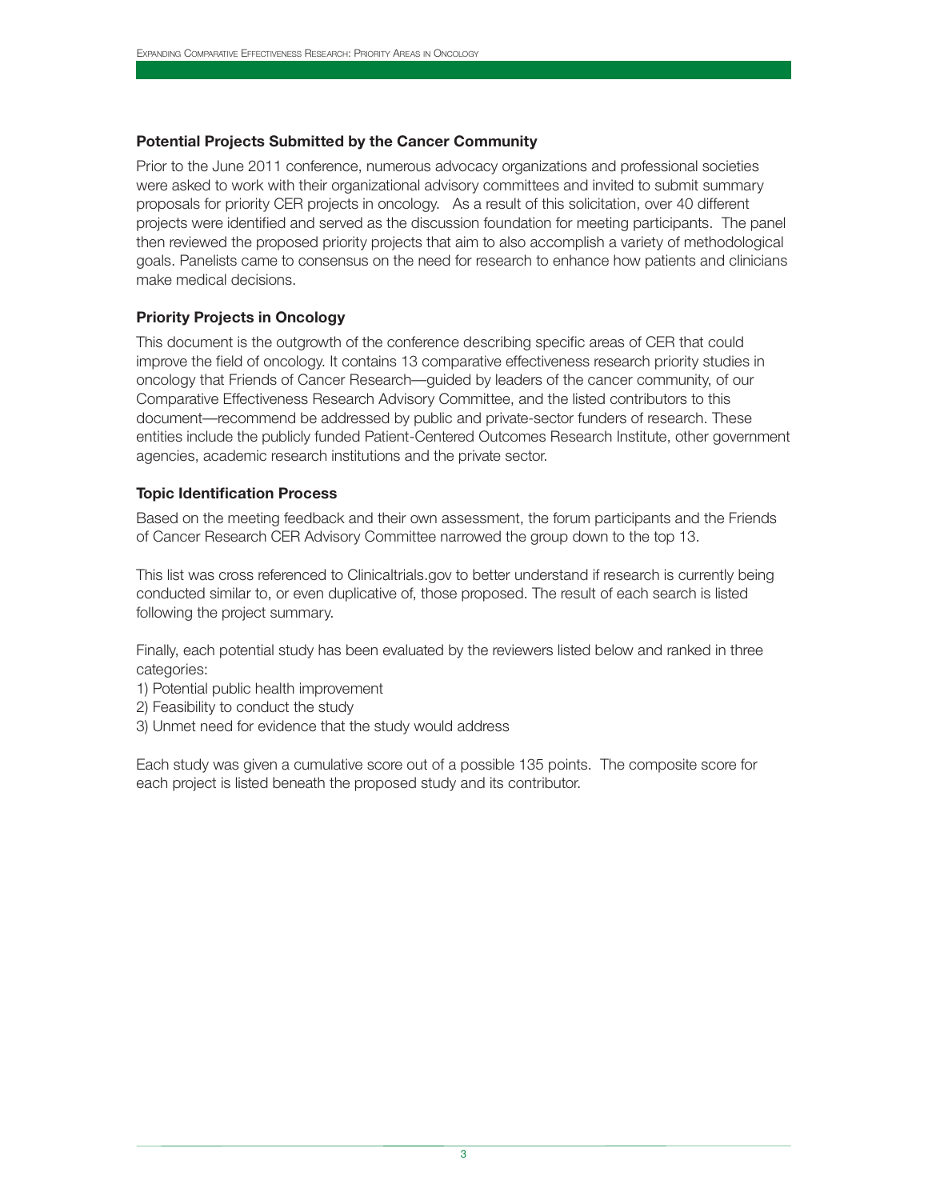### Potential Projects Submitted by the Cancer Community

Prior to the June 2011 conference, numerous advocacy organizations and professional societies were asked to work with their organizational advisory committees and invited to submit summary proposals for priority CER projects in oncology. As a result of this solicitation, over 40 different projects were identified and served as the discussion foundation for meeting participants. The panel then reviewed the proposed priority projects that aim to also accomplish a variety of methodological goals. Panelists came to consensus on the need for research to enhance how patients and clinicians make medical decisions.

### Priority Projects in Oncology

This document is the outgrowth of the conference describing specific areas of CER that could improve the field of oncology. It contains 13 comparative effectiveness research priority studies in oncology that Friends of Cancer Research—guided by leaders of the cancer community, of our Comparative Effectiveness Research Advisory Committee, and the listed contributors to this document—recommend be addressed by public and private-sector funders of research. These entities include the publicly funded Patient-Centered Outcomes Research Institute, other government agencies, academic research institutions and the private sector.

### Topic Identification Process

Based on the meeting feedback and their own assessment, the forum participants and the Friends of Cancer Research CER Advisory Committee narrowed the group down to the top 13.

This list was cross referenced to Clinicaltrials.gov to better understand if research is currently being conducted similar to, or even duplicative of, those proposed. The result of each search is listed following the project summary.

Finally, each potential study has been evaluated by the reviewers listed below and ranked in three categories:

1) Potential public health improvement
2) Feasibility to conduct the study
3) Unmet need for evidence that the study would address

Each study was given a cumulative score out of a possible 135 points. The composite score for each project is listed beneath the proposed study and its contributor.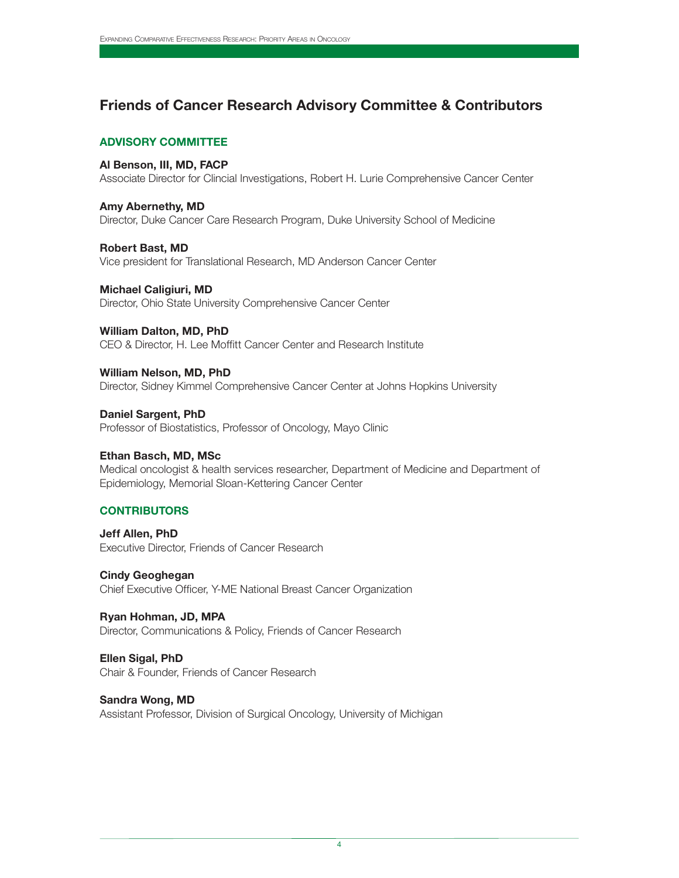# Friends of Cancer Research Advisory Committee & Contributors

## ADVISORY COMMITTEE

**Al Benson, III, MD, FACP**
Associate Director for Clincial Investigations, Robert H. Lurie Comprehensive Cancer Center

**Amy Abernethy, MD**
Director, Duke Cancer Care Research Program, Duke University School of Medicine

**Robert Bast, MD**
Vice president for Translational Research, MD Anderson Cancer Center

**Michael Caligiuri, MD**
Director, Ohio State University Comprehensive Cancer Center

**William Dalton, MD, PhD**
CEO & Director, H. Lee Moffitt Cancer Center and Research Institute

**William Nelson, MD, PhD**
Director, Sidney Kimmel Comprehensive Cancer Center at Johns Hopkins University

**Daniel Sargent, PhD**
Professor of Biostatistics, Professor of Oncology, Mayo Clinic

**Ethan Basch, MD, MSc**
Medical oncologist & health services researcher, Department of Medicine and Department of Epidemiology, Memorial Sloan-Kettering Cancer Center

## CONTRIBUTORS

**Jeff Allen, PhD**
Executive Director, Friends of Cancer Research

**Cindy Geoghegan**
Chief Executive Officer, Y-ME National Breast Cancer Organization

**Ryan Hohman, JD, MPA**
Director, Communications & Policy, Friends of Cancer Research

**Ellen Sigal, PhD**
Chair & Founder, Friends of Cancer Research

**Sandra Wong, MD**
Assistant Professor, Division of Surgical Oncology, University of Michigan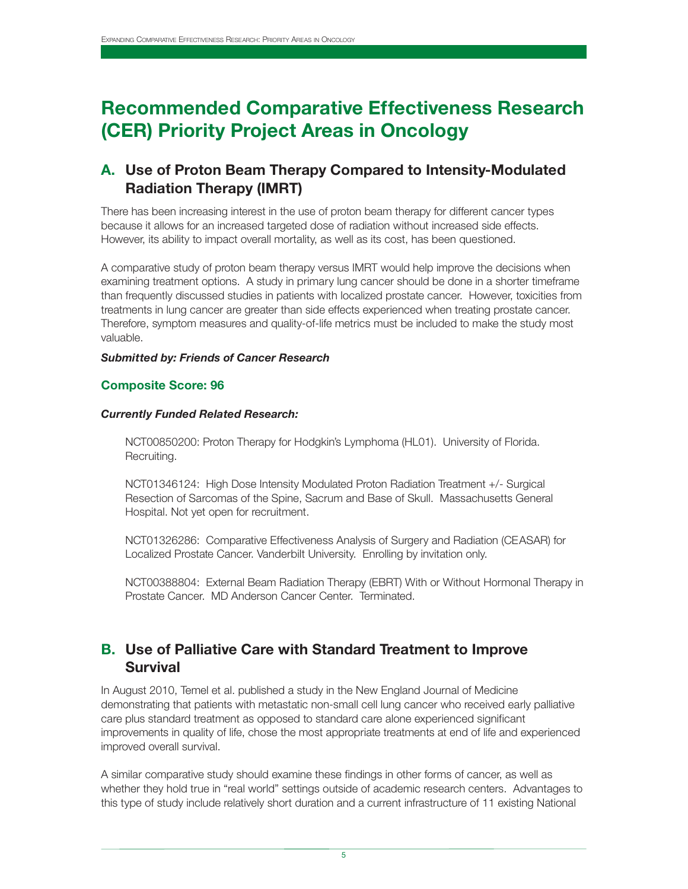# Recommended Comparative Effectiveness Research (CER) Priority Project Areas in Oncology

## A. Use of Proton Beam Therapy Compared to Intensity-Modulated Radiation Therapy (IMRT)

There has been increasing interest in the use of proton beam therapy for different cancer types because it allows for an increased targeted dose of radiation without increased side effects. However, its ability to impact overall mortality, as well as its cost, has been questioned.

A comparative study of proton beam therapy versus IMRT would help improve the decisions when examining treatment options. A study in primary lung cancer should be done in a shorter timeframe than frequently discussed studies in patients with localized prostate cancer. However, toxicities from treatments in lung cancer are greater than side effects experienced when treating prostate cancer. Therefore, symptom measures and quality-of-life metrics must be included to make the study most valuable.

***Submitted by: Friends of Cancer Research***

**Composite Score: 96**

***Currently Funded Related Research:***

NCT00850200: Proton Therapy for Hodgkin's Lymphoma (HL01). University of Florida. Recruiting.

NCT01346124: High Dose Intensity Modulated Proton Radiation Treatment +/- Surgical Resection of Sarcomas of the Spine, Sacrum and Base of Skull. Massachusetts General Hospital. Not yet open for recruitment.

NCT01326286: Comparative Effectiveness Analysis of Surgery and Radiation (CEASAR) for Localized Prostate Cancer. Vanderbilt University. Enrolling by invitation only.

NCT00388804: External Beam Radiation Therapy (EBRT) With or Without Hormonal Therapy in Prostate Cancer. MD Anderson Cancer Center. Terminated.

## B. Use of Palliative Care with Standard Treatment to Improve Survival

In August 2010, Temel et al. published a study in the New England Journal of Medicine demonstrating that patients with metastatic non-small cell lung cancer who received early palliative care plus standard treatment as opposed to standard care alone experienced significant improvements in quality of life, chose the most appropriate treatments at end of life and experienced improved overall survival.

A similar comparative study should examine these findings in other forms of cancer, as well as whether they hold true in "real world" settings outside of academic research centers. Advantages to this type of study include relatively short duration and a current infrastructure of 11 existing National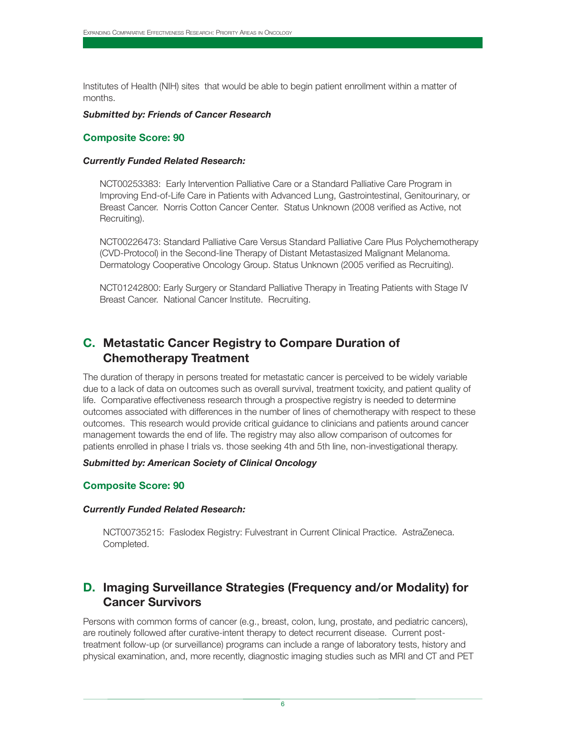Institutes of Health (NIH) sites that would be able to begin patient enrollment within a matter of months.

***Submitted by: Friends of Cancer Research***

**Composite Score: 90**

***Currently Funded Related Research:***

NCT00253383: Early Intervention Palliative Care or a Standard Palliative Care Program in Improving End-of-Life Care in Patients with Advanced Lung, Gastrointestinal, Genitourinary, or Breast Cancer. Norris Cotton Cancer Center. Status Unknown (2008 verified as Active, not Recruiting).

NCT00226473: Standard Palliative Care Versus Standard Palliative Care Plus Polychemotherapy (CVD-Protocol) in the Second-line Therapy of Distant Metastasized Malignant Melanoma. Dermatology Cooperative Oncology Group. Status Unknown (2005 verified as Recruiting).

NCT01242800: Early Surgery or Standard Palliative Therapy in Treating Patients with Stage IV Breast Cancer. National Cancer Institute. Recruiting.

## C. Metastatic Cancer Registry to Compare Duration of Chemotherapy Treatment

The duration of therapy in persons treated for metastatic cancer is perceived to be widely variable due to a lack of data on outcomes such as overall survival, treatment toxicity, and patient quality of life. Comparative effectiveness research through a prospective registry is needed to determine outcomes associated with differences in the number of lines of chemotherapy with respect to these outcomes. This research would provide critical guidance to clinicians and patients around cancer management towards the end of life. The registry may also allow comparison of outcomes for patients enrolled in phase I trials vs. those seeking 4th and 5th line, non-investigational therapy.

***Submitted by: American Society of Clinical Oncology***

**Composite Score: 90**

***Currently Funded Related Research:***

NCT00735215: Faslodex Registry: Fulvestrant in Current Clinical Practice. AstraZeneca. Completed.

## D. Imaging Surveillance Strategies (Frequency and/or Modality) for Cancer Survivors

Persons with common forms of cancer (e.g., breast, colon, lung, prostate, and pediatric cancers), are routinely followed after curative-intent therapy to detect recurrent disease. Current post-treatment follow-up (or surveillance) programs can include a range of laboratory tests, history and physical examination, and, more recently, diagnostic imaging studies such as MRI and CT and PET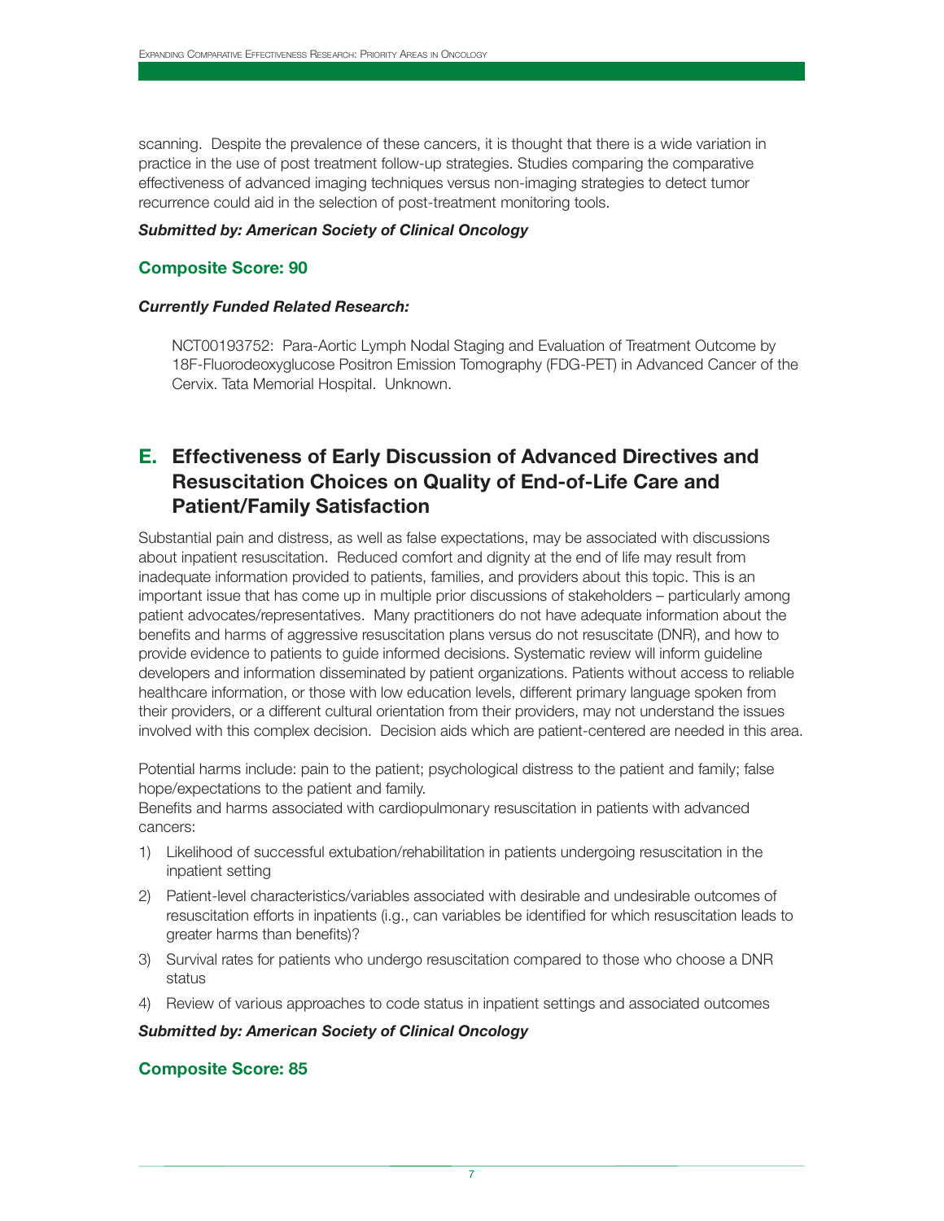scanning. Despite the prevalence of these cancers, it is thought that there is a wide variation in practice in the use of post treatment follow-up strategies. Studies comparing the comparative effectiveness of advanced imaging techniques versus non-imaging strategies to detect tumor recurrence could aid in the selection of post-treatment monitoring tools.

***Submitted by: American Society of Clinical Oncology***

### Composite Score: 90

***Currently Funded Related Research:***

NCT00193752: Para-Aortic Lymph Nodal Staging and Evaluation of Treatment Outcome by 18F-Fluorodeoxyglucose Positron Emission Tomography (FDG-PET) in Advanced Cancer of the Cervix. Tata Memorial Hospital. Unknown.

## E. Effectiveness of Early Discussion of Advanced Directives and Resuscitation Choices on Quality of End-of-Life Care and Patient/Family Satisfaction

Substantial pain and distress, as well as false expectations, may be associated with discussions about inpatient resuscitation. Reduced comfort and dignity at the end of life may result from inadequate information provided to patients, families, and providers about this topic. This is an important issue that has come up in multiple prior discussions of stakeholders – particularly among patient advocates/representatives. Many practitioners do not have adequate information about the benefits and harms of aggressive resuscitation plans versus do not resuscitate (DNR), and how to provide evidence to patients to guide informed decisions. Systematic review will inform guideline developers and information disseminated by patient organizations. Patients without access to reliable healthcare information, or those with low education levels, different primary language spoken from their providers, or a different cultural orientation from their providers, may not understand the issues involved with this complex decision. Decision aids which are patient-centered are needed in this area.

Potential harms include: pain to the patient; psychological distress to the patient and family; false hope/expectations to the patient and family.

Benefits and harms associated with cardiopulmonary resuscitation in patients with advanced cancers:

1) Likelihood of successful extubation/rehabilitation in patients undergoing resuscitation in the inpatient setting
2) Patient-level characteristics/variables associated with desirable and undesirable outcomes of resuscitation efforts in inpatients (i.e., can variables be identified for which resuscitation leads to greater harms than benefits)?
3) Survival rates for patients who undergo resuscitation compared to those who choose a DNR status
4) Review of various approaches to code status in inpatient settings and associated outcomes

***Submitted by: American Society of Clinical Oncology***

### Composite Score: 85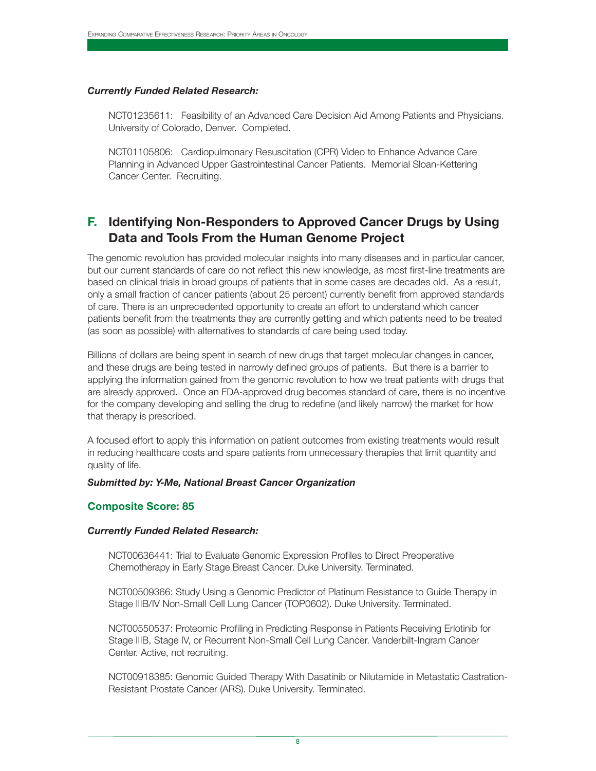***Currently Funded Related Research:***

NCT01235611: Feasibility of an Advanced Care Decision Aid Among Patients and Physicians. University of Colorado, Denver. Completed.

NCT01105806: Cardiopulmonary Resuscitation (CPR) Video to Enhance Advance Care Planning in Advanced Upper Gastrointestinal Cancer Patients. Memorial Sloan-Kettering Cancer Center. Recruiting.

## F. Identifying Non-Responders to Approved Cancer Drugs by Using Data and Tools From the Human Genome Project

The genomic revolution has provided molecular insights into many diseases and in particular cancer, but our current standards of care do not reflect this new knowledge, as most first-line treatments are based on clinical trials in broad groups of patients that in some cases are decades old. As a result, only a small fraction of cancer patients (about 25 percent) currently benefit from approved standards of care. There is an unprecedented opportunity to create an effort to understand which cancer patients benefit from the treatments they are currently getting and which patients need to be treated (as soon as possible) with alternatives to standards of care being used today.

Billions of dollars are being spent in search of new drugs that target molecular changes in cancer, and these drugs are being tested in narrowly defined groups of patients. But there is a barrier to applying the information gained from the genomic revolution to how we treat patients with drugs that are already approved. Once an FDA-approved drug becomes standard of care, there is no incentive for the company developing and selling the drug to redefine (and likely narrow) the market for how that therapy is prescribed.

A focused effort to apply this information on patient outcomes from existing treatments would result in reducing healthcare costs and spare patients from unnecessary therapies that limit quantity and quality of life.

***Submitted by: Y-Me, National Breast Cancer Organization***

### Composite Score: 85

***Currently Funded Related Research:***

NCT00636441: Trial to Evaluate Genomic Expression Profiles to Direct Preoperative Chemotherapy in Early Stage Breast Cancer. Duke University. Terminated.

NCT00509366: Study Using a Genomic Predictor of Platinum Resistance to Guide Therapy in Stage IIIB/IV Non-Small Cell Lung Cancer (TOP0602). Duke University. Terminated.

NCT00550537: Proteomic Profiling in Predicting Response in Patients Receiving Erlotinib for Stage IIIB, Stage IV, or Recurrent Non-Small Cell Lung Cancer. Vanderbilt-Ingram Cancer Center. Active, not recruiting.

NCT00918385: Genomic Guided Therapy With Dasatinib or Nilutamide in Metastatic Castration-Resistant Prostate Cancer (ARS). Duke University. Terminated.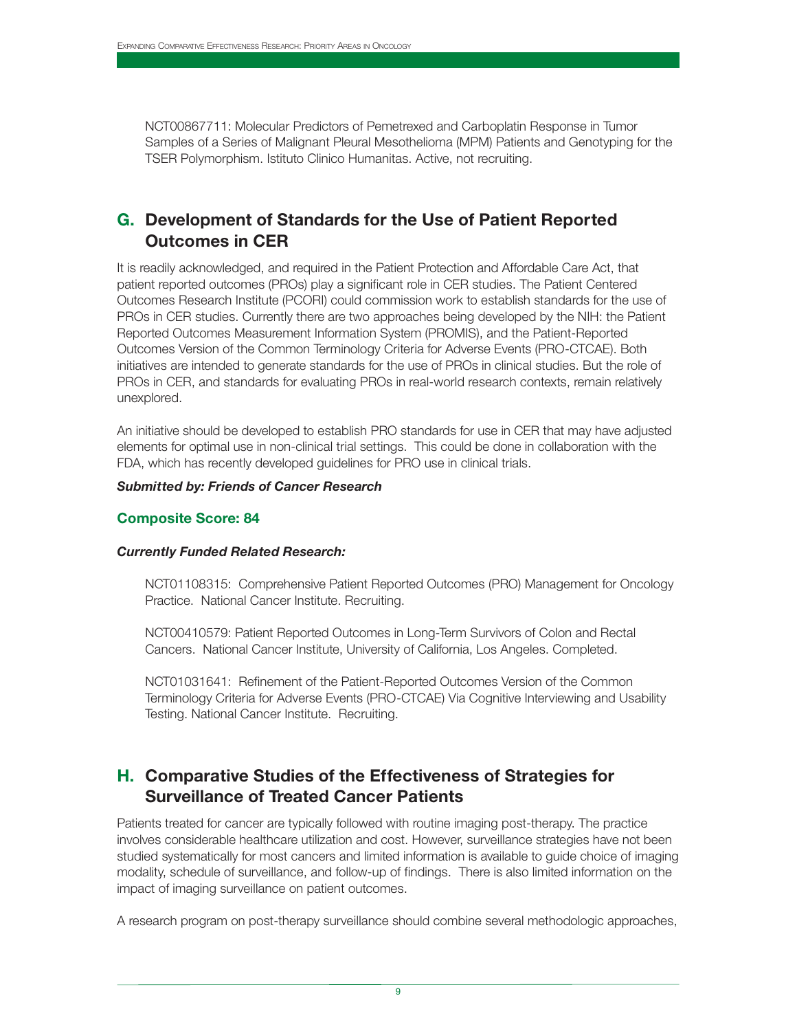NCT00867711: Molecular Predictors of Pemetrexed and Carboplatin Response in Tumor Samples of a Series of Malignant Pleural Mesothelioma (MPM) Patients and Genotyping for the TSER Polymorphism. Istituto Clinico Humanitas. Active, not recruiting.

## G. Development of Standards for the Use of Patient Reported Outcomes in CER

It is readily acknowledged, and required in the Patient Protection and Affordable Care Act, that patient reported outcomes (PROs) play a significant role in CER studies. The Patient Centered Outcomes Research Institute (PCORI) could commission work to establish standards for the use of PROs in CER studies. Currently there are two approaches being developed by the NIH: the Patient Reported Outcomes Measurement Information System (PROMIS), and the Patient-Reported Outcomes Version of the Common Terminology Criteria for Adverse Events (PRO-CTCAE). Both initiatives are intended to generate standards for the use of PROs in clinical studies. But the role of PROs in CER, and standards for evaluating PROs in real-world research contexts, remain relatively unexplored.

An initiative should be developed to establish PRO standards for use in CER that may have adjusted elements for optimal use in non-clinical trial settings. This could be done in collaboration with the FDA, which has recently developed guidelines for PRO use in clinical trials.

***Submitted by: Friends of Cancer Research***

**Composite Score: 84**

***Currently Funded Related Research:***

NCT01108315: Comprehensive Patient Reported Outcomes (PRO) Management for Oncology Practice. National Cancer Institute. Recruiting.

NCT00410579: Patient Reported Outcomes in Long-Term Survivors of Colon and Rectal Cancers. National Cancer Institute, University of California, Los Angeles. Completed.

NCT01031641: Refinement of the Patient-Reported Outcomes Version of the Common Terminology Criteria for Adverse Events (PRO-CTCAE) Via Cognitive Interviewing and Usability Testing. National Cancer Institute. Recruiting.

## H. Comparative Studies of the Effectiveness of Strategies for Surveillance of Treated Cancer Patients

Patients treated for cancer are typically followed with routine imaging post-therapy. The practice involves considerable healthcare utilization and cost. However, surveillance strategies have not been studied systematically for most cancers and limited information is available to guide choice of imaging modality, schedule of surveillance, and follow-up of findings. There is also limited information on the impact of imaging surveillance on patient outcomes.

A research program on post-therapy surveillance should combine several methodologic approaches,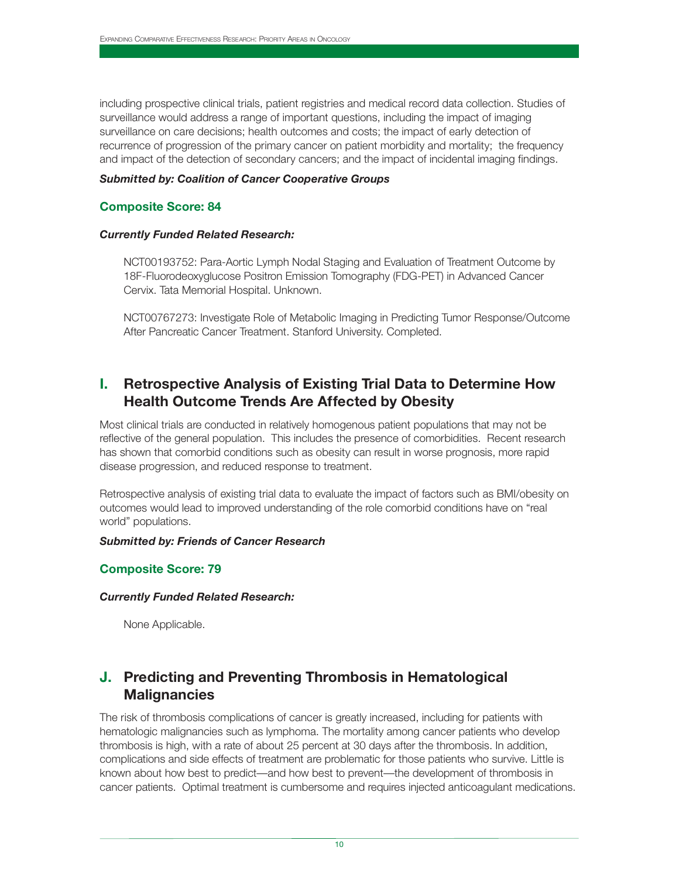including prospective clinical trials, patient registries and medical record data collection. Studies of surveillance would address a range of important questions, including the impact of imaging surveillance on care decisions; health outcomes and costs; the impact of early detection of recurrence of progression of the primary cancer on patient morbidity and mortality;  the frequency and impact of the detection of secondary cancers; and the impact of incidental imaging findings.

***Submitted by: Coalition of Cancer Cooperative Groups***

**Composite Score: 84**

***Currently Funded Related Research:***

NCT00193752: Para-Aortic Lymph Nodal Staging and Evaluation of Treatment Outcome by 18F-Fluorodeoxyglucose Positron Emission Tomography (FDG-PET) in Advanced Cancer Cervix. Tata Memorial Hospital. Unknown.

NCT00767273: Investigate Role of Metabolic Imaging in Predicting Tumor Response/Outcome After Pancreatic Cancer Treatment. Stanford University. Completed.

## I. Retrospective Analysis of Existing Trial Data to Determine How Health Outcome Trends Are Affected by Obesity

Most clinical trials are conducted in relatively homogenous patient populations that may not be reflective of the general population.  This includes the presence of comorbidities.  Recent research has shown that comorbid conditions such as obesity can result in worse prognosis, more rapid disease progression, and reduced response to treatment.

Retrospective analysis of existing trial data to evaluate the impact of factors such as BMI/obesity on outcomes would lead to improved understanding of the role comorbid conditions have on "real world" populations.

***Submitted by: Friends of Cancer Research***

**Composite Score: 79**

***Currently Funded Related Research:***

None Applicable.

## J. Predicting and Preventing Thrombosis in Hematological Malignancies

The risk of thrombosis complications of cancer is greatly increased, including for patients with hematologic malignancies such as lymphoma. The mortality among cancer patients who develop thrombosis is high, with a rate of about 25 percent at 30 days after the thrombosis. In addition, complications and side effects of treatment are problematic for those patients who survive. Little is known about how best to predict—and how best to prevent—the development of thrombosis in cancer patients.  Optimal treatment is cumbersome and requires injected anticoagulant medications.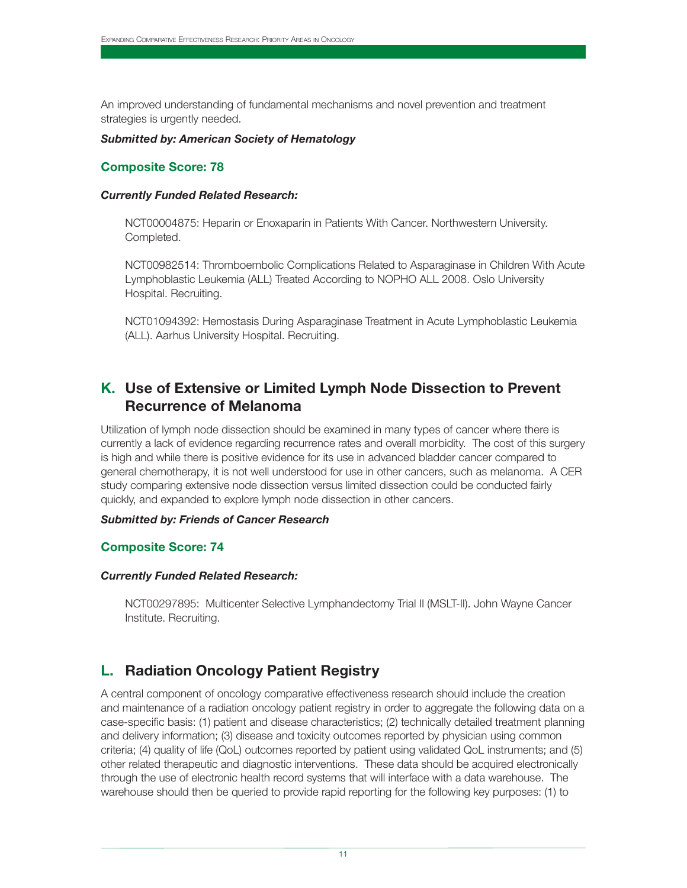An improved understanding of fundamental mechanisms and novel prevention and treatment strategies is urgently needed.

***Submitted by: American Society of Hematology***

**Composite Score: 78**

***Currently Funded Related Research:***

NCT00004875: Heparin or Enoxaparin in Patients With Cancer. Northwestern University. Completed.

NCT00982514: Thromboembolic Complications Related to Asparaginase in Children With Acute Lymphoblastic Leukemia (ALL) Treated According to NOPHO ALL 2008. Oslo University Hospital. Recruiting.

NCT01094392: Hemostasis During Asparaginase Treatment in Acute Lymphoblastic Leukemia (ALL). Aarhus University Hospital. Recruiting.

## K. Use of Extensive or Limited Lymph Node Dissection to Prevent Recurrence of Melanoma

Utilization of lymph node dissection should be examined in many types of cancer where there is currently a lack of evidence regarding recurrence rates and overall morbidity. The cost of this surgery is high and while there is positive evidence for its use in advanced bladder cancer compared to general chemotherapy, it is not well understood for use in other cancers, such as melanoma. A CER study comparing extensive node dissection versus limited dissection could be conducted fairly quickly, and expanded to explore lymph node dissection in other cancers.

***Submitted by: Friends of Cancer Research***

**Composite Score: 74**

***Currently Funded Related Research:***

NCT00297895: Multicenter Selective Lymphandectomy Trial II (MSLT-II). John Wayne Cancer Institute. Recruiting.

## L. Radiation Oncology Patient Registry

A central component of oncology comparative effectiveness research should include the creation and maintenance of a radiation oncology patient registry in order to aggregate the following data on a case-specific basis: (1) patient and disease characteristics; (2) technically detailed treatment planning and delivery information; (3) disease and toxicity outcomes reported by physician using common criteria; (4) quality of life (QoL) outcomes reported by patient using validated QoL instruments; and (5) other related therapeutic and diagnostic interventions. These data should be acquired electronically through the use of electronic health record systems that will interface with a data warehouse. The warehouse should then be queried to provide rapid reporting for the following key purposes: (1) to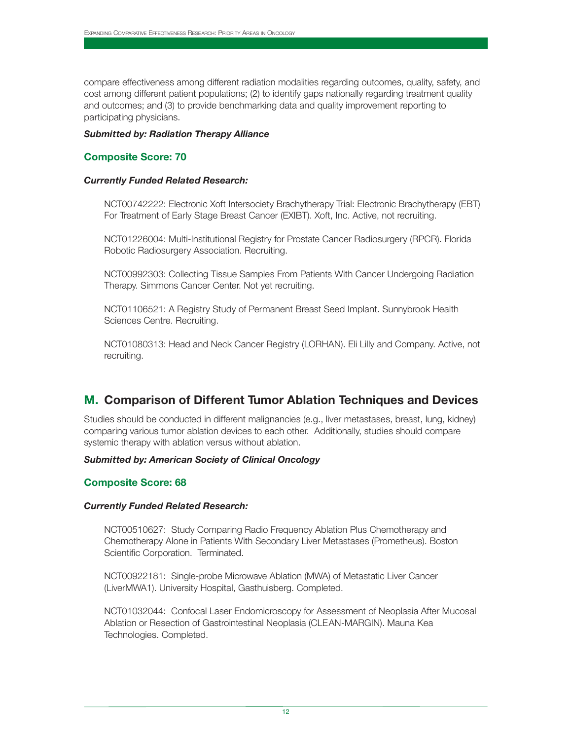compare effectiveness among different radiation modalities regarding outcomes, quality, safety, and cost among different patient populations; (2) to identify gaps nationally regarding treatment quality and outcomes; and (3) to provide benchmarking data and quality improvement reporting to participating physicians.

***Submitted by: Radiation Therapy Alliance***

### Composite Score: 70

***Currently Funded Related Research:***

NCT00742222: Electronic Xoft Intersociety Brachytherapy Trial: Electronic Brachytherapy (EBT) For Treatment of Early Stage Breast Cancer (EXIBT). Xoft, Inc. Active, not recruiting.

NCT01226004: Multi-Institutional Registry for Prostate Cancer Radiosurgery (RPCR). Florida Robotic Radiosurgery Association. Recruiting.

NCT00992303: Collecting Tissue Samples From Patients With Cancer Undergoing Radiation Therapy. Simmons Cancer Center. Not yet recruiting.

NCT01106521: A Registry Study of Permanent Breast Seed Implant. Sunnybrook Health Sciences Centre. Recruiting.

NCT01080313: Head and Neck Cancer Registry (LORHAN). Eli Lilly and Company. Active, not recruiting.

## M. Comparison of Different Tumor Ablation Techniques and Devices

Studies should be conducted in different malignancies (e.g., liver metastases, breast, lung, kidney) comparing various tumor ablation devices to each other. Additionally, studies should compare systemic therapy with ablation versus without ablation.

***Submitted by: American Society of Clinical Oncology***

### Composite Score: 68

***Currently Funded Related Research:***

NCT00510627: Study Comparing Radio Frequency Ablation Plus Chemotherapy and Chemotherapy Alone in Patients With Secondary Liver Metastases (Prometheus). Boston Scientific Corporation. Terminated.

NCT00922181: Single-probe Microwave Ablation (MWA) of Metastatic Liver Cancer (LiverMWA1). University Hospital, Gasthuisberg. Completed.

NCT01032044: Confocal Laser Endomicroscopy for Assessment of Neoplasia After Mucosal Ablation or Resection of Gastrointestinal Neoplasia (CLEAN-MARGIN). Mauna Kea Technologies. Completed.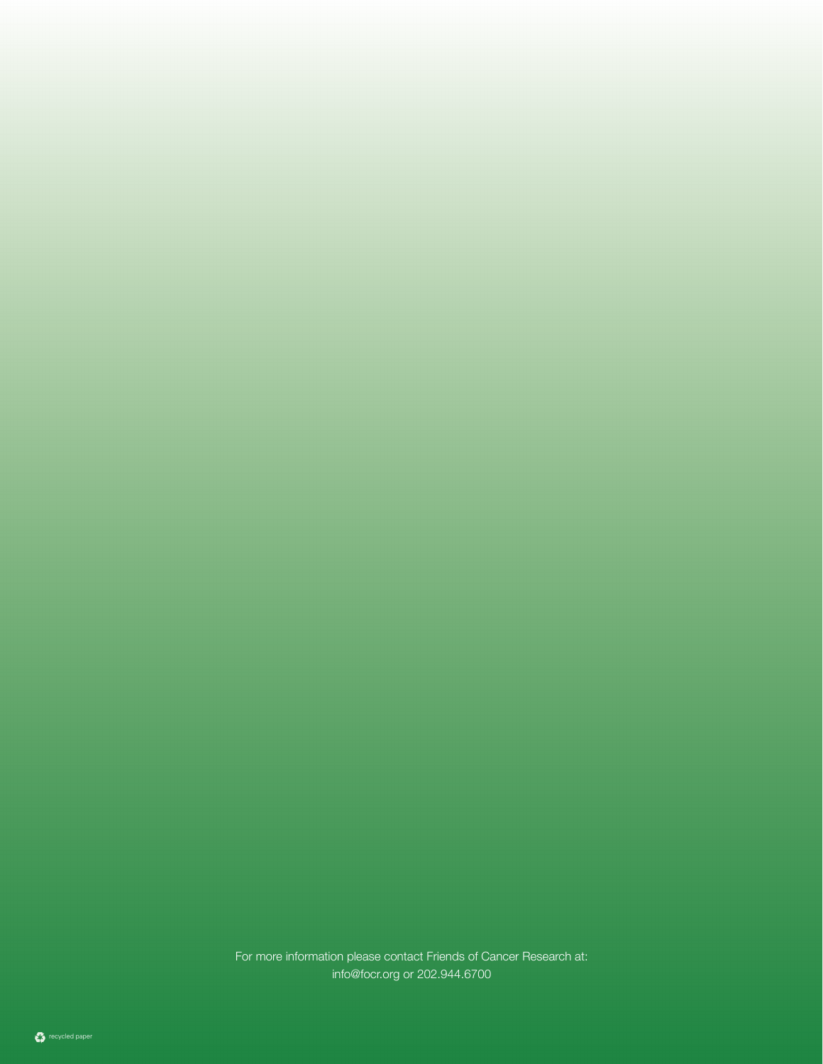For more information please contact Friends of Cancer Research at:
info@focr.org or 202.944.6700

recycled paper